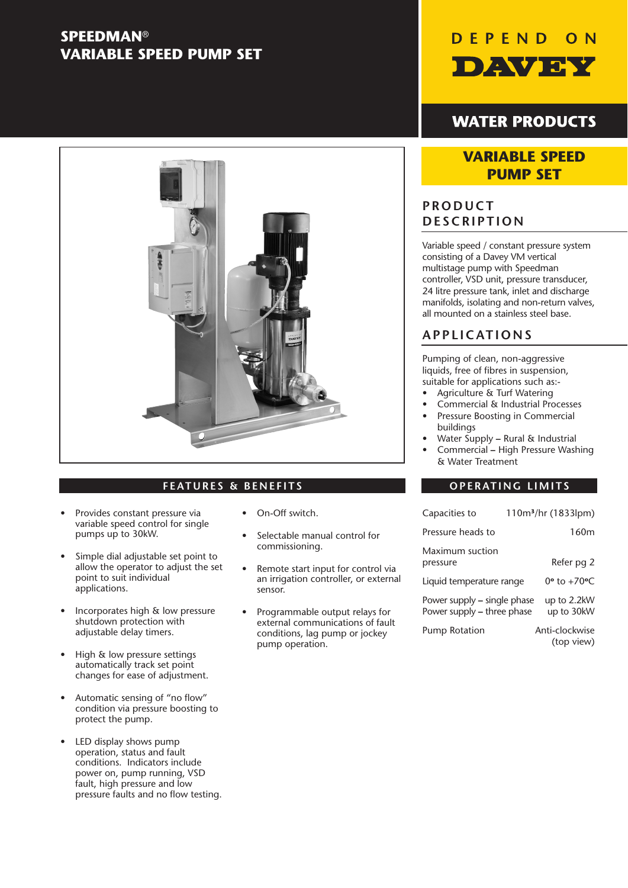# SPEEDMAN®
# VARIABLE SPEED PUMP SET

DEPEND ON DAVEY

WATER PRODUCTS

## VARIABLE SPEED PUMP SET

## PRODUCT DESCRIPTION

Variable speed / constant pressure system consisting of a Davey VM vertical multistage pump with Speedman controller, VSD unit, pressure transducer, 24 litre pressure tank, inlet and discharge manifolds, isolating and non-return valves, all mounted on a stainless steel base.

## APPLICATIONS

Pumping of clean, non-aggressive liquids, free of fibres in suspension, suitable for applications such as:-

- Agriculture & Turf Watering
- Commercial & Industrial Processes
- Pressure Boosting in Commercial buildings
- Water Supply – Rural & Industrial
- Commercial – High Pressure Washing & Water Treatment

## FEATURES & BENEFITS

- Provides constant pressure via variable speed control for single pumps up to 30kW.
- Simple dial adjustable set point to allow the operator to adjust the set point to suit individual applications.
- Incorporates high & low pressure shutdown protection with adjustable delay timers.
- High & low pressure settings automatically track set point changes for ease of adjustment.
- Automatic sensing of "no flow" condition via pressure boosting to protect the pump.
- LED display shows pump operation, status and fault conditions. Indicators include power on, pump running, VSD fault, high pressure and low pressure faults and no flow testing.
- On-Off switch.
- Selectable manual control for commissioning.
- Remote start input for control via an irrigation controller, or external sensor.
- Programmable output relays for external communications of fault conditions, lag pump or jockey pump operation.

## OPERATING LIMITS

| | |
|---|---|
| Capacities to | 110m³/hr (1833lpm) |
| Pressure heads to | 160m |
| Maximum suction pressure | Refer pg 2 |
| Liquid temperature range | 0° to +70°C |
| Power supply – single phase | up to 2.2kW |
| Power supply – three phase | up to 30kW |
| Pump Rotation | Anti-clockwise (top view) |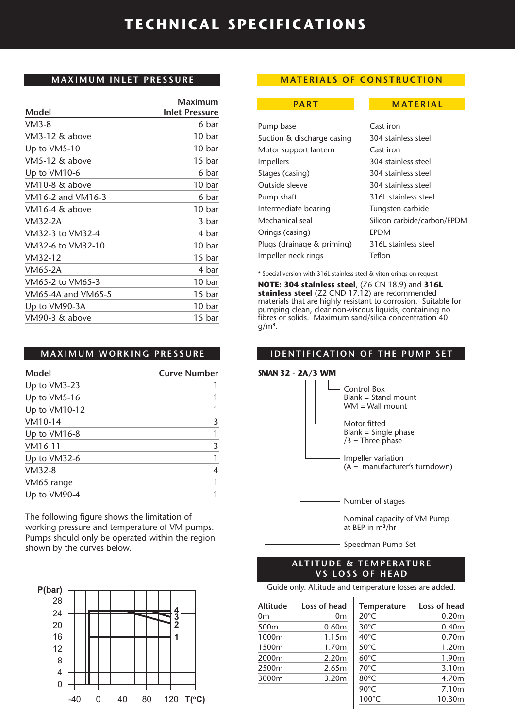# TECHNICAL SPECIFICATIONS

## MAXIMUM INLET PRESSURE

| Model | Maximum Inlet Pressure |
|---|---|
| VM3-8 | 6 bar |
| VM3-12 & above | 10 bar |
| Up to VM5-10 | 10 bar |
| VM5-12 & above | 15 bar |
| Up to VM10-6 | 6 bar |
| VM10-8 & above | 10 bar |
| VM16-2 and VM16-3 | 6 bar |
| VM16-4 & above | 10 bar |
| VM32-2A | 3 bar |
| VM32-3 to VM32-4 | 4 bar |
| VM32-6 to VM32-10 | 10 bar |
| VM32-12 | 15 bar |
| VM65-2A | 4 bar |
| VM65-2 to VM65-3 | 10 bar |
| VM65-4A and VM65-5 | 15 bar |
| Up to VM90-3A | 10 bar |
| VM90-3 & above | 15 bar |

## MAXIMUM WORKING PRESSURE

| Model | Curve Number |
|---|---|
| Up to VM3-23 | 1 |
| Up to VM5-16 | 1 |
| Up to VM10-12 | 1 |
| VM10-14 | 3 |
| Up to VM16-8 | 1 |
| VM16-11 | 3 |
| Up to VM32-6 | 1 |
| VM32-8 | 4 |
| VM65 range | 1 |
| Up to VM90-4 | 1 |

The following figure shows the limitation of working pressure and temperature of VM pumps. Pumps should only be operated within the region shown by the curves below.

## MATERIALS OF CONSTRUCTION

| PART | MATERIAL |
|---|---|
| Pump base | Cast iron |
| Suction & discharge casing | 304 stainless steel |
| Motor support lantern | Cast iron |
| Impellers | 304 stainless steel |
| Stages (casing) | 304 stainless steel |
| Outside sleeve | 304 stainless steel |
| Pump shaft | 316L stainless steel |
| Intermediate bearing | Tungsten carbide |
| Mechanical seal | Silicon carbide/carbon/EPDM |
| Orings (casing) | EPDM |
| Plugs (drainage & priming) | 316L stainless steel |
| Impeller neck rings | Teflon |

* Special version with 316L stainless steel & viton orings on request

**NOTE: 304 stainless steel**, (Z6 CN 18.9) and **316L stainless steel** (Z2 CND 17.12) are recommended materials that are highly resistant to corrosion. Suitable for pumping clean, clear non-viscous liquids, containing no fibres or solids. Maximum sand/silica concentration 40 g/m³.

## IDENTIFICATION OF THE PUMP SET

**SMAN 32 - 2A/3 WM**

- Control Box: Blank = Stand mount; WM = Wall mount
- Motor fitted: Blank = Single phase; /3 = Three phase
- Impeller variation (A = manufacturer's turndown)
- Number of stages
- Nominal capacity of VM Pump at BEP in m³/hr
- Speedman Pump Set

## ALTITUDE & TEMPERATURE VS LOSS OF HEAD

Guide only. Altitude and temperature losses are added.

| Altitude | Loss of head |
|---|---|
| 0m | 0m |
| 500m | 0.60m |
| 1000m | 1.15m |
| 1500m | 1.70m |
| 2000m | 2.20m |
| 2500m | 2.65m |
| 3000m | 3.20m |

| Temperature | Loss of head |
|---|---|
| 20°C | 0.20m |
| 30°C | 0.40m |
| 40°C | 0.70m |
| 50°C | 1.20m |
| 60°C | 1.90m |
| 70°C | 3.10m |
| 80°C | 4.70m |
| 90°C | 7.10m |
| 100°C | 10.30m |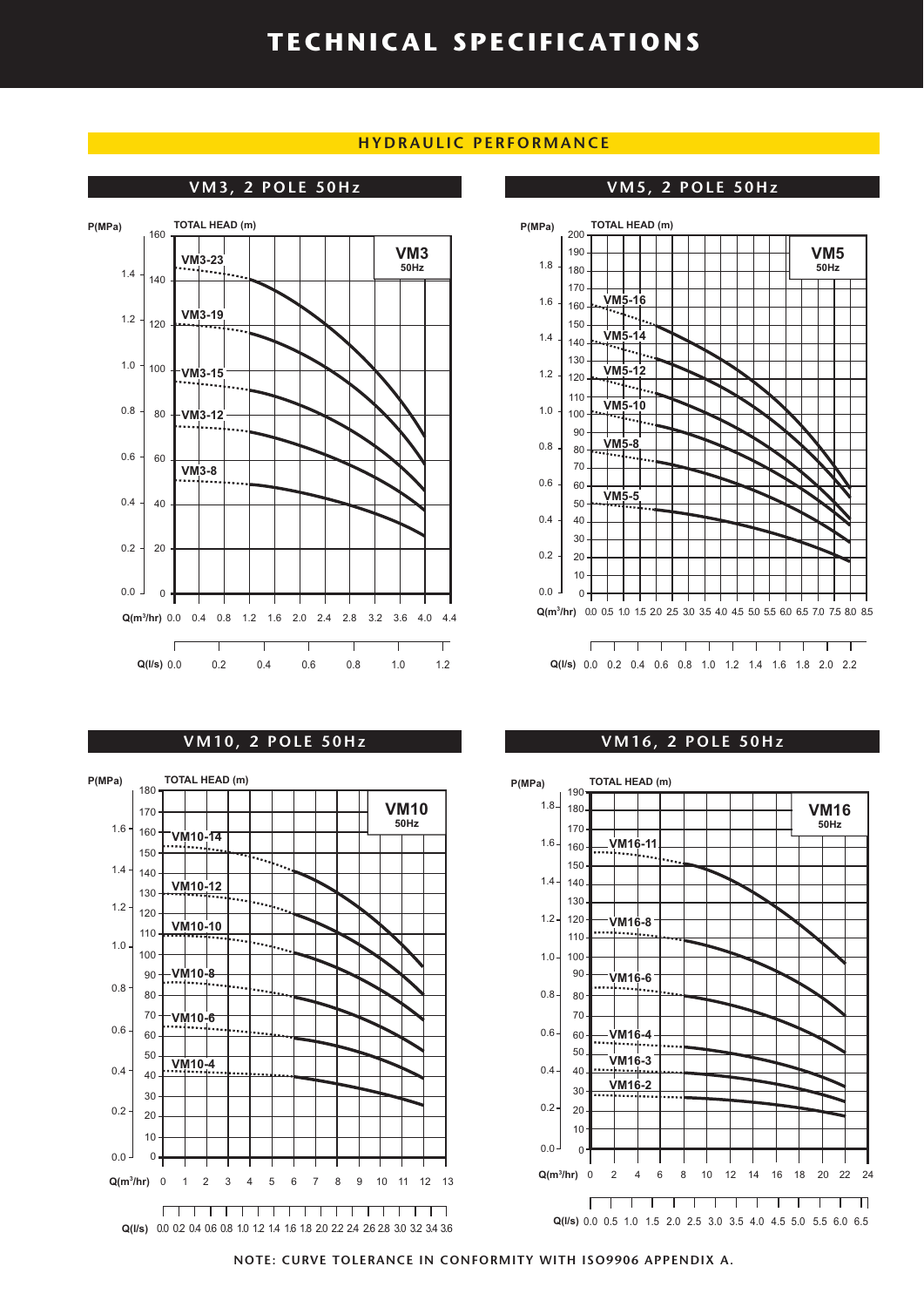# TECHNICAL SPECIFICATIONS

## HYDRAULIC PERFORMANCE

### VM3, 2 POLE 50Hz

P(MPa) — TOTAL HEAD (m)

VM3 50Hz

VM3-23, VM3-19, VM3-15, VM3-12, VM3-8

Q(m³/hr) 0.0 0.4 0.8 1.2 1.6 2.0 2.4 2.8 3.2 3.6 4.0 4.4

Q(l/s) 0.0 0.2 0.4 0.6 0.8 1.0 1.2

### VM5, 2 POLE 50Hz

P(MPa) — TOTAL HEAD (m)

VM5 50Hz

VM5-16, VM5-14, VM5-12, VM5-10, VM5-8, VM5-5

Q(m³/hr) 0.0 0.5 1.0 1.5 2.0 2.5 3.0 3.5 4.0 4.5 5.0 5.5 6.0 6.5 7.0 7.5 8.0 8.5

Q(l/s) 0.0 0.2 0.4 0.6 0.8 1.0 1.2 1.4 1.6 1.8 2.0 2.2

### VM10, 2 POLE 50Hz

P(MPa) — TOTAL HEAD (m)

VM10 50Hz

VM10-14, VM10-12, VM10-10, VM10-8, VM10-6, VM10-4

Q(m³/hr) 0 1 2 3 4 5 6 7 8 9 10 11 12 13

Q(l/s) 0.0 0.2 0.4 0.6 0.8 1.0 1.2 1.4 1.6 1.8 2.0 2.2 2.4 2.6 2.8 3.0 3.2 3.4 3.6

### VM16, 2 POLE 50Hz

P(MPa) — TOTAL HEAD (m)

VM16 50Hz

VM16-11, VM16-8, VM16-6, VM16-4, VM16-3, VM16-2

Q(m³/hr) 0 2 4 6 8 10 12 14 16 18 20 22 24

Q(l/s) 0.0 0.5 1.0 1.5 2.0 2.5 3.0 3.5 4.0 4.5 5.0 5.5 6.0 6.5

NOTE: CURVE TOLERANCE IN CONFORMITY WITH ISO9906 APPENDIX A.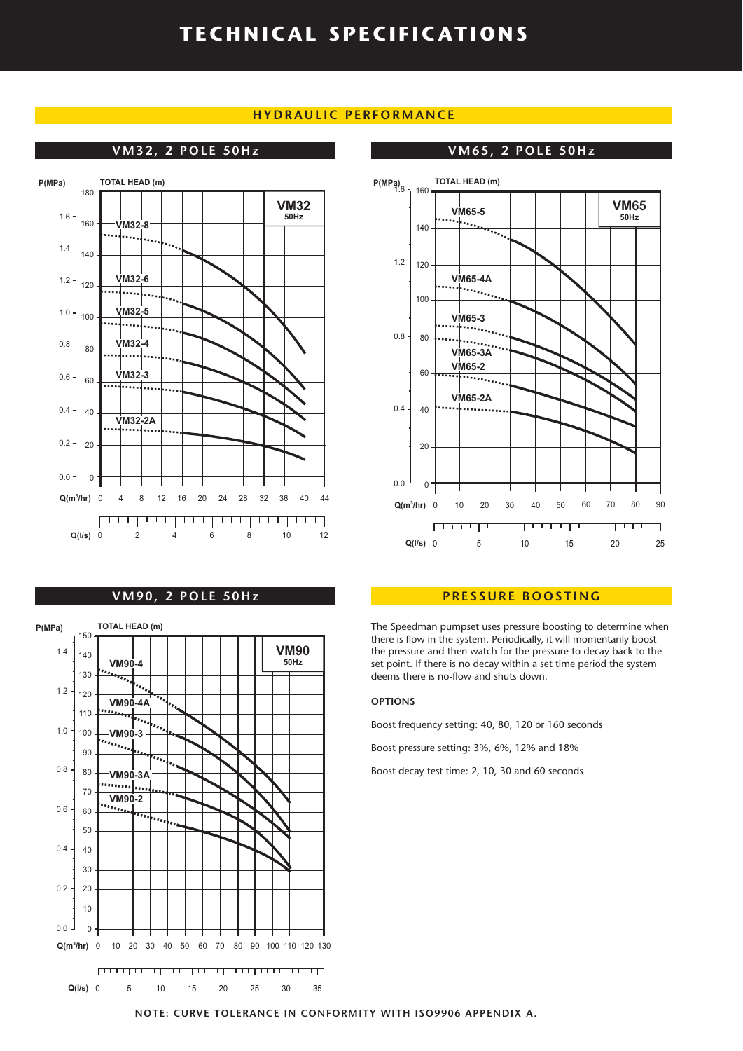# TECHNICAL SPECIFICATIONS

## HYDRAULIC PERFORMANCE

### VM32, 2 POLE 50Hz

### VM65, 2 POLE 50Hz

### VM90, 2 POLE 50Hz

### PRESSURE BOOSTING

The Speedman pumpset uses pressure boosting to determine when there is flow in the system. Periodically, it will momentarily boost the pressure and then watch for the pressure to decay back to the set point. If there is no decay within a set time period the system deems there is no-flow and shuts down.

**OPTIONS**

Boost frequency setting: 40, 80, 120 or 160 seconds

Boost pressure setting: 3%, 6%, 12% and 18%

Boost decay test time: 2, 10, 30 and 60 seconds

NOTE: CURVE TOLERANCE IN CONFORMITY WITH ISO9906 APPENDIX A.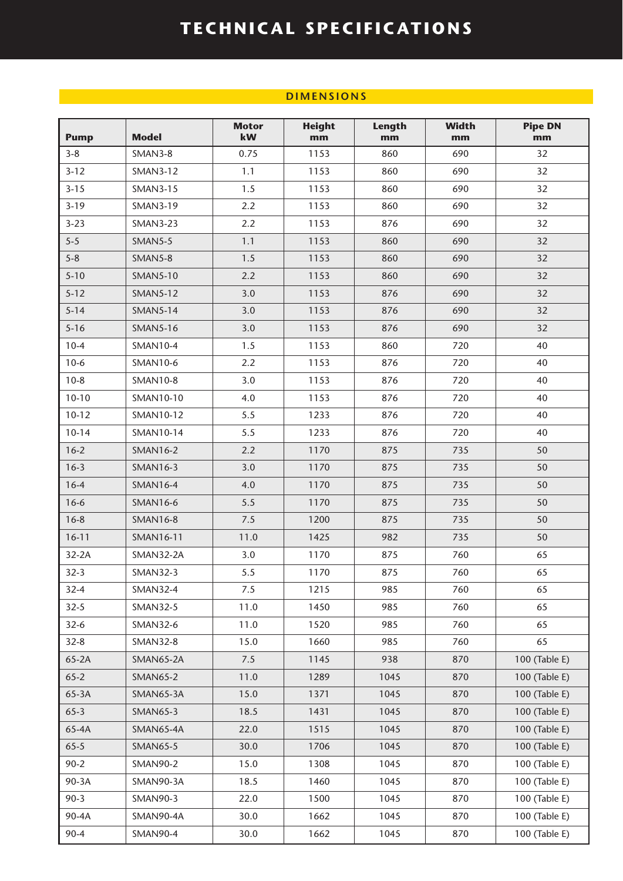# TECHNICAL SPECIFICATIONS

## DIMENSIONS

| Pump | Model | Motor kW | Height mm | Length mm | Width mm | Pipe DN mm |
|---|---|---|---|---|---|---|
| 3-8 | SMAN3-8 | 0.75 | 1153 | 860 | 690 | 32 |
| 3-12 | SMAN3-12 | 1.1 | 1153 | 860 | 690 | 32 |
| 3-15 | SMAN3-15 | 1.5 | 1153 | 860 | 690 | 32 |
| 3-19 | SMAN3-19 | 2.2 | 1153 | 860 | 690 | 32 |
| 3-23 | SMAN3-23 | 2.2 | 1153 | 876 | 690 | 32 |
| 5-5 | SMAN5-5 | 1.1 | 1153 | 860 | 690 | 32 |
| 5-8 | SMAN5-8 | 1.5 | 1153 | 860 | 690 | 32 |
| 5-10 | SMAN5-10 | 2.2 | 1153 | 860 | 690 | 32 |
| 5-12 | SMAN5-12 | 3.0 | 1153 | 876 | 690 | 32 |
| 5-14 | SMAN5-14 | 3.0 | 1153 | 876 | 690 | 32 |
| 5-16 | SMAN5-16 | 3.0 | 1153 | 876 | 690 | 32 |
| 10-4 | SMAN10-4 | 1.5 | 1153 | 860 | 720 | 40 |
| 10-6 | SMAN10-6 | 2.2 | 1153 | 876 | 720 | 40 |
| 10-8 | SMAN10-8 | 3.0 | 1153 | 876 | 720 | 40 |
| 10-10 | SMAN10-10 | 4.0 | 1153 | 876 | 720 | 40 |
| 10-12 | SMAN10-12 | 5.5 | 1233 | 876 | 720 | 40 |
| 10-14 | SMAN10-14 | 5.5 | 1233 | 876 | 720 | 40 |
| 16-2 | SMAN16-2 | 2.2 | 1170 | 875 | 735 | 50 |
| 16-3 | SMAN16-3 | 3.0 | 1170 | 875 | 735 | 50 |
| 16-4 | SMAN16-4 | 4.0 | 1170 | 875 | 735 | 50 |
| 16-6 | SMAN16-6 | 5.5 | 1170 | 875 | 735 | 50 |
| 16-8 | SMAN16-8 | 7.5 | 1200 | 875 | 735 | 50 |
| 16-11 | SMAN16-11 | 11.0 | 1425 | 982 | 735 | 50 |
| 32-2A | SMAN32-2A | 3.0 | 1170 | 875 | 760 | 65 |
| 32-3 | SMAN32-3 | 5.5 | 1170 | 875 | 760 | 65 |
| 32-4 | SMAN32-4 | 7.5 | 1215 | 985 | 760 | 65 |
| 32-5 | SMAN32-5 | 11.0 | 1450 | 985 | 760 | 65 |
| 32-6 | SMAN32-6 | 11.0 | 1520 | 985 | 760 | 65 |
| 32-8 | SMAN32-8 | 15.0 | 1660 | 985 | 760 | 65 |
| 65-2A | SMAN65-2A | 7.5 | 1145 | 938 | 870 | 100 (Table E) |
| 65-2 | SMAN65-2 | 11.0 | 1289 | 1045 | 870 | 100 (Table E) |
| 65-3A | SMAN65-3A | 15.0 | 1371 | 1045 | 870 | 100 (Table E) |
| 65-3 | SMAN65-3 | 18.5 | 1431 | 1045 | 870 | 100 (Table E) |
| 65-4A | SMAN65-4A | 22.0 | 1515 | 1045 | 870 | 100 (Table E) |
| 65-5 | SMAN65-5 | 30.0 | 1706 | 1045 | 870 | 100 (Table E) |
| 90-2 | SMAN90-2 | 15.0 | 1308 | 1045 | 870 | 100 (Table E) |
| 90-3A | SMAN90-3A | 18.5 | 1460 | 1045 | 870 | 100 (Table E) |
| 90-3 | SMAN90-3 | 22.0 | 1500 | 1045 | 870 | 100 (Table E) |
| 90-4A | SMAN90-4A | 30.0 | 1662 | 1045 | 870 | 100 (Table E) |
| 90-4 | SMAN90-4 | 30.0 | 1662 | 1045 | 870 | 100 (Table E) |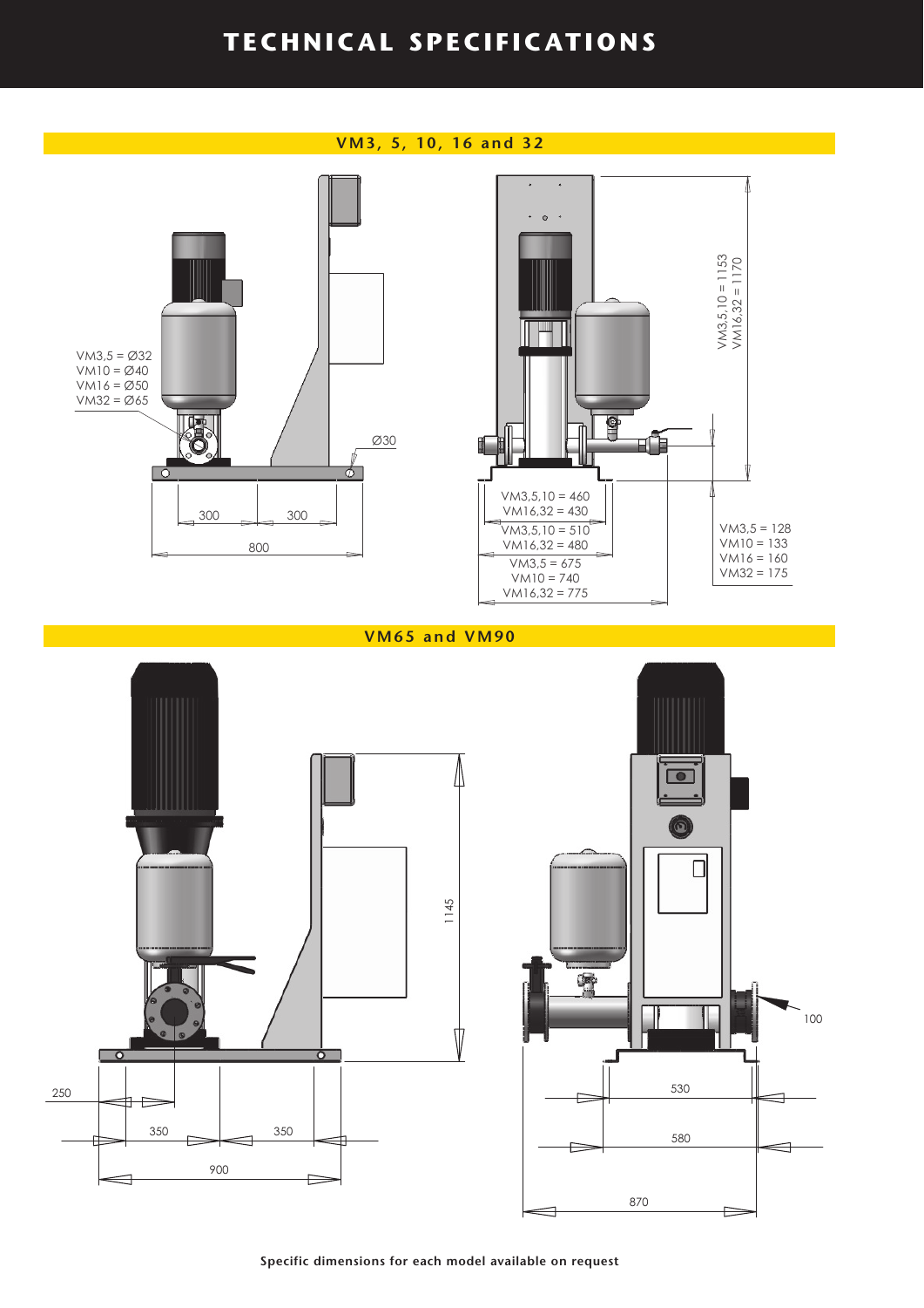# TECHNICAL SPECIFICATIONS

## VM3, 5, 10, 16 and 32

VM3,5 = Ø32
VM10 = Ø40
VM16 = Ø50
VM32 = Ø65

Ø30

300 300

800

VM3,5,10 = 1153
VM16,32 = 1170

VM3,5,10 = 460
VM16,32 = 430

VM3,5,10 = 510
VM16,32 = 480

VM3,5 = 675
VM10 = 740
VM16,32 = 775

VM3,5 = 128
VM10 = 133
VM16 = 160
VM32 = 175

## VM65 and VM90

1145

250

350 350

900

100

530

580

870

**Specific dimensions for each model available on request**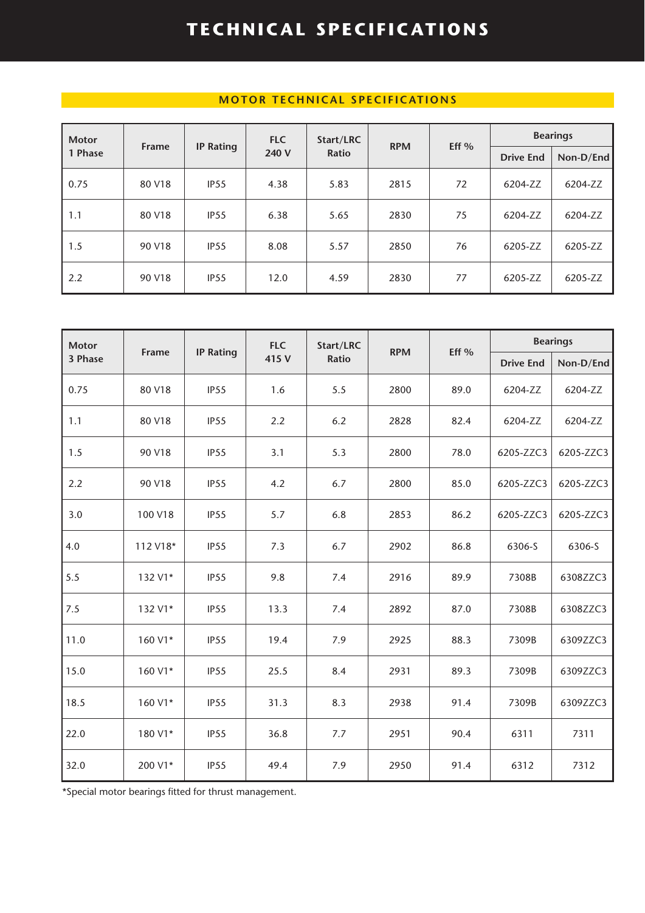# TECHNICAL SPECIFICATIONS

## MOTOR TECHNICAL SPECIFICATIONS

| Motor 1 Phase | Frame | IP Rating | FLC 240 V | Start/LRC Ratio | RPM | Eff % | Bearings | |
|---|---|---|---|---|---|---|---|---|
| | | | | | | | Drive End | Non-D/End |
| 0.75 | 80 V18 | IP55 | 4.38 | 5.83 | 2815 | 72 | 6204-ZZ | 6204-ZZ |
| 1.1 | 80 V18 | IP55 | 6.38 | 5.65 | 2830 | 75 | 6204-ZZ | 6204-ZZ |
| 1.5 | 90 V18 | IP55 | 8.08 | 5.57 | 2850 | 76 | 6205-ZZ | 6205-ZZ |
| 2.2 | 90 V18 | IP55 | 12.0 | 4.59 | 2830 | 77 | 6205-ZZ | 6205-ZZ |

| Motor 3 Phase | Frame | IP Rating | FLC 415 V | Start/LRC Ratio | RPM | Eff % | Bearings | |
|---|---|---|---|---|---|---|---|---|
| | | | | | | | Drive End | Non-D/End |
| 0.75 | 80 V18 | IP55 | 1.6 | 5.5 | 2800 | 89.0 | 6204-ZZ | 6204-ZZ |
| 1.1 | 80 V18 | IP55 | 2.2 | 6.2 | 2828 | 82.4 | 6204-ZZ | 6204-ZZ |
| 1.5 | 90 V18 | IP55 | 3.1 | 5.3 | 2800 | 78.0 | 6205-ZZC3 | 6205-ZZC3 |
| 2.2 | 90 V18 | IP55 | 4.2 | 6.7 | 2800 | 85.0 | 6205-ZZC3 | 6205-ZZC3 |
| 3.0 | 100 V18 | IP55 | 5.7 | 6.8 | 2853 | 86.2 | 6205-ZZC3 | 6205-ZZC3 |
| 4.0 | 112 V18* | IP55 | 7.3 | 6.7 | 2902 | 86.8 | 6306-S | 6306-S |
| 5.5 | 132 V1* | IP55 | 9.8 | 7.4 | 2916 | 89.9 | 7308B | 6308ZZC3 |
| 7.5 | 132 V1* | IP55 | 13.3 | 7.4 | 2892 | 87.0 | 7308B | 6308ZZC3 |
| 11.0 | 160 V1* | IP55 | 19.4 | 7.9 | 2925 | 88.3 | 7309B | 6309ZZC3 |
| 15.0 | 160 V1* | IP55 | 25.5 | 8.4 | 2931 | 89.3 | 7309B | 6309ZZC3 |
| 18.5 | 160 V1* | IP55 | 31.3 | 8.3 | 2938 | 91.4 | 7309B | 6309ZZC3 |
| 22.0 | 180 V1* | IP55 | 36.8 | 7.7 | 2951 | 90.4 | 6311 | 7311 |
| 32.0 | 200 V1* | IP55 | 49.4 | 7.9 | 2950 | 91.4 | 6312 | 7312 |

*Special motor bearings fitted for thrust management.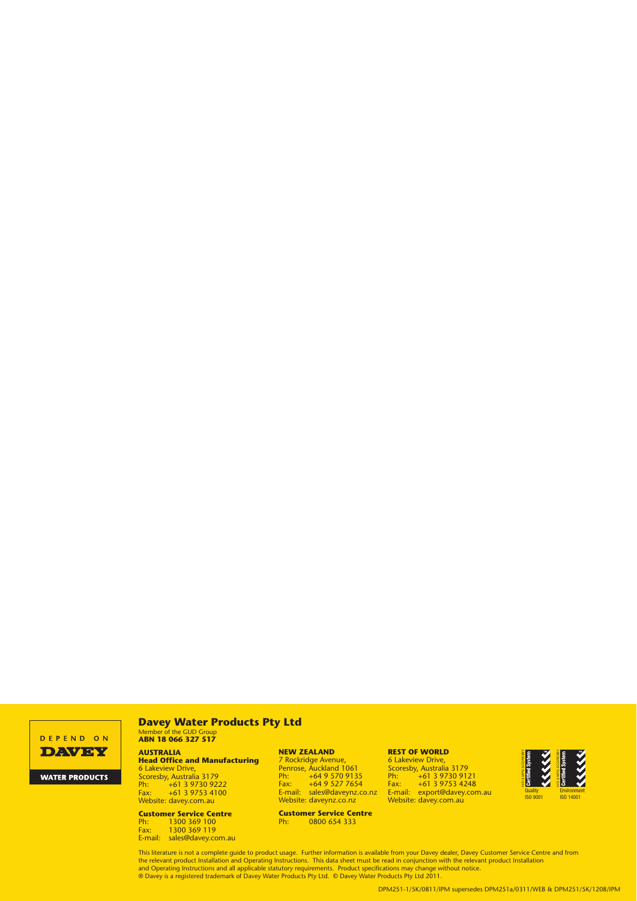DEPEND ON
DAVEY
WATER PRODUCTS

## Davey Water Products Pty Ltd

Member of the GUD Group
**ABN 18 066 327 517**

**AUSTRALIA**
**Head Office and Manufacturing**
6 Lakeview Drive,
Scoresby, Australia 3179
Ph: +61 3 9730 9222
Fax: +61 3 9753 4100
Website: davey.com.au

**Customer Service Centre**
Ph: 1300 369 100
Fax: 1300 369 119
E-mail: sales@davey.com.au

**NEW ZEALAND**
7 Rockridge Avenue,
Penrose, Auckland 1061
Ph: +64 9 570 9135
Fax: +64 9 527 7654
E-mail: sales@daveynz.co.nz
Website: daveynz.co.nz

**Customer Service Centre**
Ph: 0800 654 333

**REST OF WORLD**
6 Lakeview Drive,
Scoresby, Australia 3179
Ph: +61 3 9730 9121
Fax: +61 3 9753 4248
E-mail: export@davey.com.au
Website: davey.com.au

Certified System
Quality
ISO 9001

Certified System
Environment
ISO 14001

This literature is not a complete guide to product usage. Further information is available from your Davey dealer, Davey Customer Service Centre and from the relevant product Installation and Operating Instructions. This data sheet must be read in conjunction with the relevant product Installation and Operating Instructions and all applicable statutory requirements. Product specifications may change without notice.
® Davey is a registered trademark of Davey Water Products Pty Ltd. © Davey Water Products Pty Ltd 2011.

DPM251-1/5K/0811/IPM supersedes DPM251a/0311/WEB & DPM251/5K/1208/IPM